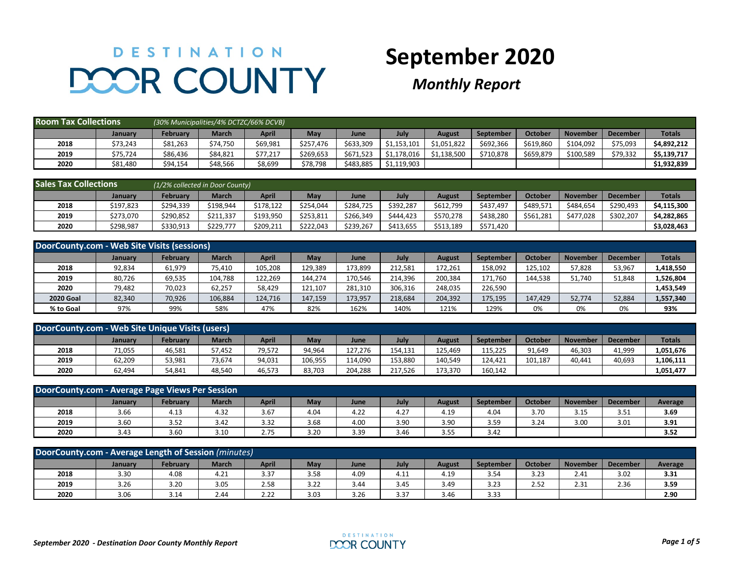# DESTINATION DOOR COUNTY

# September 2020

## *Monthly Report*

| **Room Tax Collections** | *(30% Municipalities/4% DCTZC/66% DCVB)* | | | | | | | | | | | |
|---|---|---|---|---|---|---|---|---|---|---|---|---|
| | **January** | **February** | **March** | **April** | **May** | **June** | **July** | **August** | **September** | **October** | **November** | **December** | **Totals** |
| **2018** | $73,243 | $81,263 | $74,750 | $69,981 | $257,476 | $633,309 | $1,153,101 | $1,051,822 | $692,366 | $619,860 | $104,092 | $75,093 | **$4,892,212** |
| **2019** | $75,724 | $86,436 | $84,821 | $77,217 | $269,653 | $671,523 | $1,178,016 | $1,138,500 | $710,878 | $659,879 | $100,589 | $79,332 | **$5,139,717** |
| **2020** | $81,480 | $94,154 | $48,566 | $8,699 | $78,798 | $483,885 | $1,119,903 | | | | | | **$1,932,839** |

| **Sales Tax Collections** | *(1/2% collected in Door County)* | | | | | | | | | | | | |
|---|---|---|---|---|---|---|---|---|---|---|---|---|---|
| | **January** | **February** | **March** | **April** | **May** | **June** | **July** | **August** | **September** | **October** | **November** | **December** | **Totals** |
| **2018** | $197,823 | $294,339 | $198,944 | $178,122 | $254,044 | $284,725 | $392,287 | $612,799 | $437,497 | $489,571 | $484,654 | $290,493 | **$4,115,300** |
| **2019** | $273,070 | $290,852 | $211,337 | $193,950 | $253,811 | $266,349 | $444,423 | $570,278 | $438,280 | $561,281 | $477,028 | $302,207 | **$4,282,865** |
| **2020** | $298,987 | $330,913 | $229,777 | $209,211 | $222,043 | $239,267 | $413,655 | $513,189 | $571,420 | | | | **$3,028,463** |

| **DoorCounty.com - Web Site Visits (sessions)** | | | | | | | | | | | | | |
|---|---|---|---|---|---|---|---|---|---|---|---|---|---|
| | **January** | **February** | **March** | **April** | **May** | **June** | **July** | **August** | **September** | **October** | **November** | **December** | **Totals** |
| **2018** | 92,834 | 61,979 | 75,410 | 105,208 | 129,389 | 173,899 | 212,581 | 172,261 | 158,092 | 125,102 | 57,828 | 53,967 | **1,418,550** |
| **2019** | 80,726 | 69,535 | 104,788 | 122,269 | 144,274 | 170,546 | 214,396 | 200,384 | 171,760 | 144,538 | 51,740 | 51,848 | **1,526,804** |
| **2020** | 79,482 | 70,023 | 62,257 | 58,429 | 121,107 | 281,310 | 306,316 | 248,035 | 226,590 | | | | **1,453,549** |
| **2020 Goal** | 82,340 | 70,926 | 106,884 | 124,716 | 147,159 | 173,957 | 218,684 | 204,392 | 175,195 | 147,429 | 52,774 | 52,884 | **1,557,340** |
| **% to Goal** | 97% | 99% | 58% | 47% | 82% | 162% | 140% | 121% | 129% | 0% | 0% | 0% | **93%** |

| **DoorCounty.com - Web Site Unique Visits (users)** | | | | | | | | | | | | | |
|---|---|---|---|---|---|---|---|---|---|---|---|---|---|
| | **January** | **February** | **March** | **April** | **May** | **June** | **July** | **August** | **September** | **October** | **November** | **December** | **Totals** |
| **2018** | 71,055 | 46,581 | 57,452 | 79,572 | 94,964 | 127,276 | 154,131 | 125,469 | 115,225 | 91,649 | 46,303 | 41,999 | **1,051,676** |
| **2019** | 62,209 | 53,981 | 73,674 | 94,031 | 106,955 | 114,090 | 153,880 | 140,549 | 124,421 | 101,187 | 40,441 | 40,693 | **1,106,111** |
| **2020** | 62,494 | 54,841 | 48,540 | 46,573 | 83,703 | 204,288 | 217,526 | 173,370 | 160,142 | | | | **1,051,477** |

| **DoorCounty.com - Average Page Views Per Session** | | | | | | | | | | | | | |
|---|---|---|---|---|---|---|---|---|---|---|---|---|---|
| | **January** | **February** | **March** | **April** | **May** | **June** | **July** | **August** | **September** | **October** | **November** | **December** | **Average** |
| **2018** | 3.66 | 4.13 | 4.32 | 3.67 | 4.04 | 4.22 | 4.27 | 4.19 | 4.04 | 3.70 | 3.15 | 3.51 | **3.69** |
| **2019** | 3.60 | 3.52 | 3.42 | 3.32 | 3.68 | 4.00 | 3.90 | 3.90 | 3.59 | 3.24 | 3.00 | 3.01 | **3.91** |
| **2020** | 3.43 | 3.60 | 3.10 | 2.75 | 3.20 | 3.39 | 3.46 | 3.55 | 3.42 | | | | **3.52** |

| **DoorCounty.com - Average Length of Session** *(minutes)* | | | | | | | | | | | | | |
|---|---|---|---|---|---|---|---|---|---|---|---|---|---|
| | **January** | **February** | **March** | **April** | **May** | **June** | **July** | **August** | **September** | **October** | **November** | **December** | **Average** |
| **2018** | 3.30 | 4.08 | 4.21 | 3.37 | 3.58 | 4.09 | 4.11 | 4.19 | 3.54 | 3.23 | 2.41 | 3.02 | **3.31** |
| **2019** | 3.26 | 3.20 | 3.05 | 2.58 | 3.22 | 3.44 | 3.45 | 3.49 | 3.23 | 2.52 | 2.31 | 2.36 | **3.59** |
| **2020** | 3.06 | 3.14 | 2.44 | 2.22 | 3.03 | 3.26 | 3.37 | 3.46 | 3.33 | | | | **2.90** |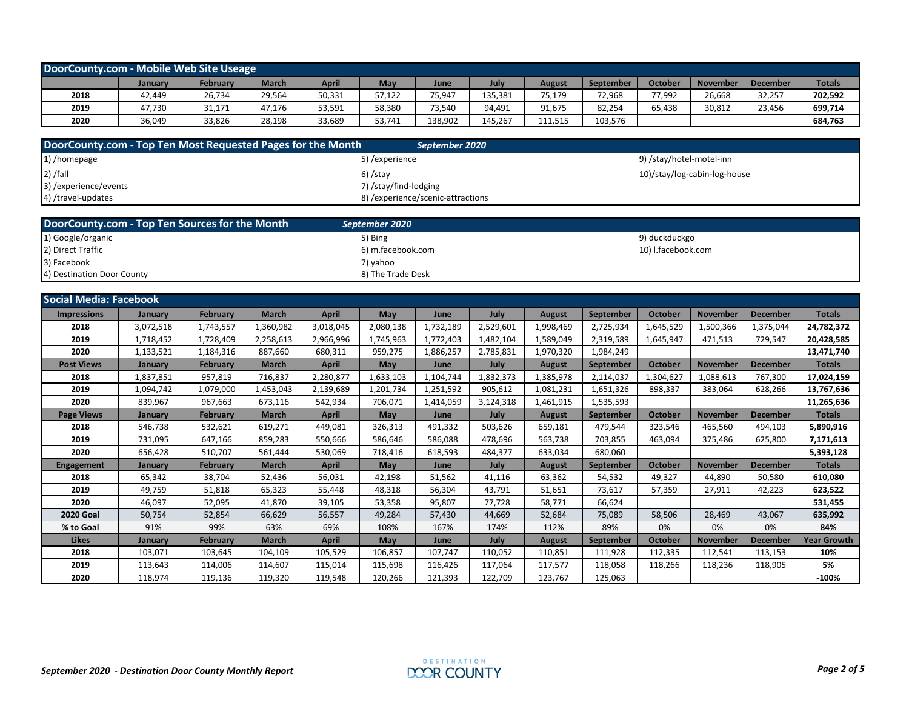## DoorCounty.com - Mobile Web Site Useage

| | January | February | March | April | May | June | July | August | September | October | November | December | Totals |
|---|---|---|---|---|---|---|---|---|---|---|---|---|---|
| 2018 | 42,449 | 26,734 | 29,564 | 50,331 | 57,122 | 75,947 | 135,381 | 75,179 | 72,968 | 77,992 | 26,668 | 32,257 | **702,592** |
| 2019 | 47,730 | 31,171 | 47,176 | 53,591 | 58,380 | 73,540 | 94,491 | 91,675 | 82,254 | 65,438 | 30,812 | 23,456 | **699,714** |
| 2020 | 36,049 | 33,826 | 28,198 | 33,689 | 53,741 | 138,902 | 145,267 | 111,515 | 103,576 | | | | **684,763** |

## DoorCounty.com - Top Ten Most Requested Pages for the Month *September 2020*

1) /homepage
2) /fall
3) /experience/events
4) /travel-updates
5) /experience
6) /stay
7) /stay/find-lodging
8) /experience/scenic-attractions
9) /stay/hotel-motel-inn
10) /stay/log-cabin-log-house

## DoorCounty.com - Top Ten Sources for the Month *September 2020*

1) Google/organic
2) Direct Traffic
3) Facebook
4) Destination Door County
5) Bing
6) m.facebook.com
7) yahoo
8) The Trade Desk
9) duckduckgo
10) l.facebook.com

## Social Media: Facebook

| Impressions | January | February | March | April | May | June | July | August | September | October | November | December | Totals |
|---|---|---|---|---|---|---|---|---|---|---|---|---|---|
| 2018 | 3,072,518 | 1,743,557 | 1,360,982 | 3,018,045 | 2,080,138 | 1,732,189 | 2,529,601 | 1,998,469 | 2,725,934 | 1,645,529 | 1,500,366 | 1,375,044 | **24,782,372** |
| 2019 | 1,718,452 | 1,728,409 | 2,258,613 | 2,966,996 | 1,745,963 | 1,772,403 | 1,482,104 | 1,589,049 | 2,319,589 | 1,645,947 | 471,513 | 729,547 | **20,428,585** |
| 2020 | 1,133,521 | 1,184,316 | 887,660 | 680,311 | 959,275 | 1,886,257 | 2,785,831 | 1,970,320 | 1,984,249 | | | | **13,471,740** |
| **Post Views** | **January** | **February** | **March** | **April** | **May** | **June** | **July** | **August** | **September** | **October** | **November** | **December** | **Totals** |
| 2018 | 1,837,851 | 957,819 | 716,837 | 2,280,877 | 1,633,103 | 1,104,744 | 1,832,373 | 1,385,978 | 2,114,037 | 1,304,627 | 1,088,613 | 767,300 | **17,024,159** |
| 2019 | 1,094,742 | 1,079,000 | 1,453,043 | 2,139,689 | 1,201,734 | 1,251,592 | 905,612 | 1,081,231 | 1,651,326 | 898,337 | 383,064 | 628,266 | **13,767,636** |
| 2020 | 839,967 | 967,663 | 673,116 | 542,934 | 706,071 | 1,414,059 | 3,124,318 | 1,461,915 | 1,535,593 | | | | **11,265,636** |
| **Page Views** | **January** | **February** | **March** | **April** | **May** | **June** | **July** | **August** | **September** | **October** | **November** | **December** | **Totals** |
| 2018 | 546,738 | 532,621 | 619,271 | 449,081 | 326,313 | 491,332 | 503,626 | 659,181 | 479,544 | 323,546 | 465,560 | 494,103 | **5,890,916** |
| 2019 | 731,095 | 647,166 | 859,283 | 550,666 | 586,646 | 586,088 | 478,696 | 563,738 | 703,855 | 463,094 | 375,486 | 625,800 | **7,171,613** |
| 2020 | 656,428 | 510,707 | 561,444 | 530,069 | 718,416 | 618,593 | 484,377 | 633,034 | 680,060 | | | | **5,393,128** |
| **Engagement** | **January** | **February** | **March** | **April** | **May** | **June** | **July** | **August** | **September** | **October** | **November** | **December** | **Totals** |
| 2018 | 65,342 | 38,704 | 52,436 | 56,031 | 42,198 | 51,562 | 41,116 | 63,362 | 54,532 | 49,327 | 44,890 | 50,580 | **610,080** |
| 2019 | 49,759 | 51,818 | 65,323 | 55,448 | 48,318 | 56,304 | 43,791 | 51,651 | 73,617 | 57,359 | 27,911 | 42,223 | **623,522** |
| 2020 | 46,097 | 52,095 | 41,870 | 39,105 | 53,358 | 95,807 | 77,728 | 58,771 | 66,624 | | | | **531,455** |
| **2020 Goal** | 50,754 | 52,854 | 66,629 | 56,557 | 49,284 | 57,430 | 44,669 | 52,684 | 75,089 | 58,506 | 28,469 | 43,067 | **635,992** |
| **% to Goal** | 91% | 99% | 63% | 69% | 108% | 167% | 174% | 112% | 89% | 0% | 0% | 0% | **84%** |
| **Likes** | **January** | **February** | **March** | **April** | **May** | **June** | **July** | **August** | **September** | **October** | **November** | **December** | **Year Growth** |
| 2018 | 103,071 | 103,645 | 104,109 | 105,529 | 106,857 | 107,747 | 110,052 | 110,851 | 111,928 | 112,335 | 112,541 | 113,153 | **10%** |
| 2019 | 113,643 | 114,006 | 114,607 | 115,014 | 115,698 | 116,426 | 117,064 | 117,577 | 118,058 | 118,266 | 118,236 | 118,905 | **5%** |
| 2020 | 118,974 | 119,136 | 119,320 | 119,548 | 120,266 | 121,393 | 122,709 | 123,767 | 125,063 | | | | **-100%** |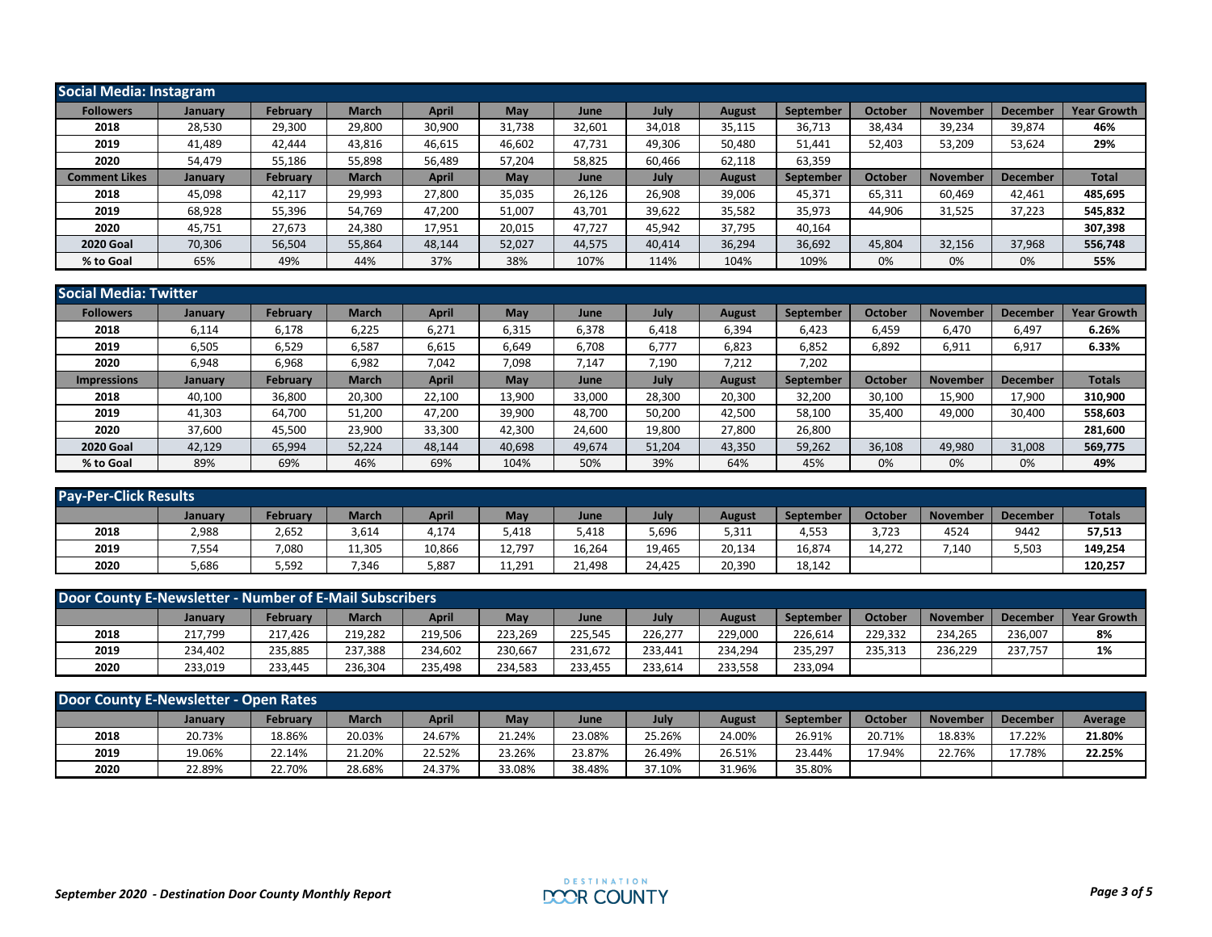## Social Media: Instagram

| Followers | January | February | March | April | May | June | July | August | September | October | November | December | Year Growth |
|---|---|---|---|---|---|---|---|---|---|---|---|---|---|
| 2018 | 28,530 | 29,300 | 29,800 | 30,900 | 31,738 | 32,601 | 34,018 | 35,115 | 36,713 | 38,434 | 39,234 | 39,874 | **46%** |
| 2019 | 41,489 | 42,444 | 43,816 | 46,615 | 46,602 | 47,731 | 49,306 | 50,480 | 51,441 | 52,403 | 53,209 | 53,624 | **29%** |
| 2020 | 54,479 | 55,186 | 55,898 | 56,489 | 57,204 | 58,825 | 60,466 | 62,118 | 63,359 | | | | |
| **Comment Likes** | **January** | **February** | **March** | **April** | **May** | **June** | **July** | **August** | **September** | **October** | **November** | **December** | **Total** |
| 2018 | 45,098 | 42,117 | 29,993 | 27,800 | 35,035 | 26,126 | 26,908 | 39,006 | 45,371 | 65,311 | 60,469 | 42,461 | **485,695** |
| 2019 | 68,928 | 55,396 | 54,769 | 47,200 | 51,007 | 43,701 | 39,622 | 35,582 | 35,973 | 44,906 | 31,525 | 37,223 | **545,832** |
| 2020 | 45,751 | 27,673 | 24,380 | 17,951 | 20,015 | 47,727 | 45,942 | 37,795 | 40,164 | | | | **307,398** |
| **2020 Goal** | 70,306 | 56,504 | 55,864 | 48,144 | 52,027 | 44,575 | 40,414 | 36,294 | 36,692 | 45,804 | 32,156 | 37,968 | **556,748** |
| **% to Goal** | 65% | 49% | 44% | 37% | 38% | 107% | 114% | 104% | 109% | 0% | 0% | 0% | **55%** |

## Social Media: Twitter

| Followers | January | February | March | April | May | June | July | August | September | October | November | December | Year Growth |
|---|---|---|---|---|---|---|---|---|---|---|---|---|---|
| 2018 | 6,114 | 6,178 | 6,225 | 6,271 | 6,315 | 6,378 | 6,418 | 6,394 | 6,423 | 6,459 | 6,470 | 6,497 | **6.26%** |
| 2019 | 6,505 | 6,529 | 6,587 | 6,615 | 6,649 | 6,708 | 6,777 | 6,823 | 6,852 | 6,892 | 6,911 | 6,917 | **6.33%** |
| 2020 | 6,948 | 6,968 | 6,982 | 7,042 | 7,098 | 7,147 | 7,190 | 7,212 | 7,202 | | | | |
| **Impressions** | **January** | **February** | **March** | **April** | **May** | **June** | **July** | **August** | **September** | **October** | **November** | **December** | **Totals** |
| 2018 | 40,100 | 36,800 | 20,300 | 22,100 | 13,900 | 33,000 | 28,300 | 20,300 | 32,200 | 30,100 | 15,900 | 17,900 | **310,900** |
| 2019 | 41,303 | 64,700 | 51,200 | 47,200 | 39,900 | 48,700 | 50,200 | 42,500 | 58,100 | 35,400 | 49,000 | 30,400 | **558,603** |
| 2020 | 37,600 | 45,500 | 23,900 | 33,300 | 42,300 | 24,600 | 19,800 | 27,800 | 26,800 | | | | **281,600** |
| **2020 Goal** | 42,129 | 65,994 | 52,224 | 48,144 | 40,698 | 49,674 | 51,204 | 43,350 | 59,262 | 36,108 | 49,980 | 31,008 | **569,775** |
| **% to Goal** | 89% | 69% | 46% | 69% | 104% | 50% | 39% | 64% | 45% | 0% | 0% | 0% | **49%** |

## Pay-Per-Click Results

| | January | February | March | April | May | June | July | August | September | October | November | December | Totals |
|---|---|---|---|---|---|---|---|---|---|---|---|---|---|
| 2018 | 2,988 | 2,652 | 3,614 | 4,174 | 5,418 | 5,418 | 5,696 | 5,311 | 4,553 | 3,723 | 4524 | 9442 | **57,513** |
| 2019 | 7,554 | 7,080 | 11,305 | 10,866 | 12,797 | 16,264 | 19,465 | 20,134 | 16,874 | 14,272 | 7,140 | 5,503 | **149,254** |
| 2020 | 5,686 | 5,592 | 7,346 | 5,887 | 11,291 | 21,498 | 24,425 | 20,390 | 18,142 | | | | **120,257** |

## Door County E-Newsletter - Number of E-Mail Subscribers

| | January | February | March | April | May | June | July | August | September | October | November | December | Year Growth |
|---|---|---|---|---|---|---|---|---|---|---|---|---|---|
| 2018 | 217,799 | 217,426 | 219,282 | 219,506 | 223,269 | 225,545 | 226,277 | 229,000 | 226,614 | 229,332 | 234,265 | 236,007 | **8%** |
| 2019 | 234,402 | 235,885 | 237,388 | 234,602 | 230,667 | 231,672 | 233,441 | 234,294 | 235,297 | 235,313 | 236,229 | 237,757 | **1%** |
| 2020 | 233,019 | 233,445 | 236,304 | 235,498 | 234,583 | 233,455 | 233,614 | 233,558 | 233,094 | | | | |

## Door County E-Newsletter - Open Rates

| | January | February | March | April | May | June | July | August | September | October | November | December | Average |
|---|---|---|---|---|---|---|---|---|---|---|---|---|---|
| 2018 | 20.73% | 18.86% | 20.03% | 24.67% | 21.24% | 23.08% | 25.26% | 24.00% | 26.91% | 20.71% | 18.83% | 17.22% | **21.80%** |
| 2019 | 19.06% | 22.14% | 21.20% | 22.52% | 23.26% | 23.87% | 26.49% | 26.51% | 23.44% | 17.94% | 22.76% | 17.78% | **22.25%** |
| 2020 | 22.89% | 22.70% | 28.68% | 24.37% | 33.08% | 38.48% | 37.10% | 31.96% | 35.80% | | | | |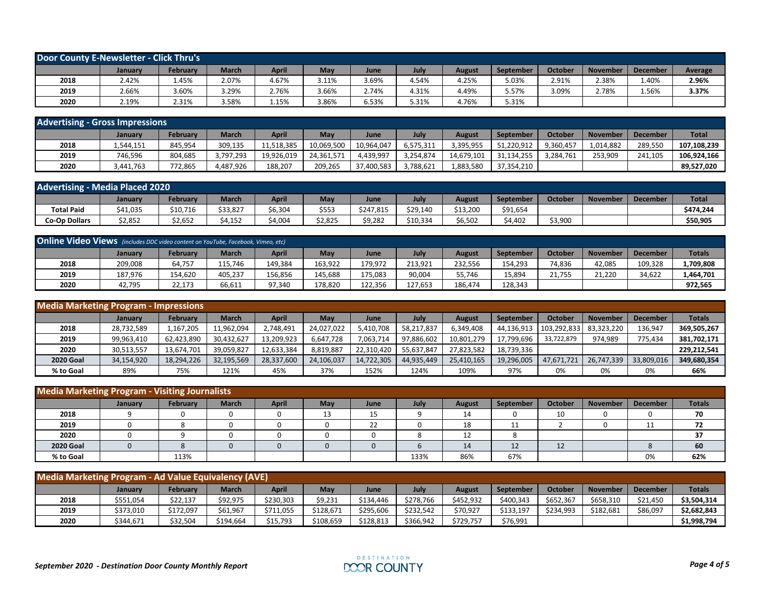## Door County E-Newsletter - Click Thru's

| | January | February | March | April | May | June | July | August | September | October | November | December | Average |
|---|---|---|---|---|---|---|---|---|---|---|---|---|---|
| 2018 | 2.42% | 1.45% | 2.07% | 4.67% | 3.11% | 3.69% | 4.54% | 4.25% | 5.03% | 2.91% | 2.38% | 1.40% | **2.96%** |
| 2019 | 2.66% | 3.60% | 3.29% | 2.76% | 3.66% | 2.74% | 4.31% | 4.49% | 5.57% | 3.09% | 2.78% | 1.56% | **3.37%** |
| 2020 | 2.19% | 2.31% | 3.58% | 1.15% | 3.86% | 6.53% | 5.31% | 4.76% | 5.31% | | | | |

## Advertising - Gross Impressions

| | January | February | March | April | May | June | July | August | September | October | November | December | Total |
|---|---|---|---|---|---|---|---|---|---|---|---|---|---|
| 2018 | 1,544,151 | 845,954 | 309,135 | 11,518,385 | 10,069,500 | 10,964,047 | 6,575,311 | 3,395,955 | 51,220,912 | 9,360,457 | 1,014,882 | 289,550 | **107,108,239** |
| 2019 | 746,596 | 804,685 | 3,797,293 | 19,926,019 | 24,361,571 | 4,439,997 | 3,254,874 | 14,679,101 | 31,134,255 | 3,284,761 | 253,909 | 241,105 | **106,924,166** |
| 2020 | 3,441,763 | 772,865 | 4,487,926 | 188,207 | 209,265 | 37,400,583 | 3,788,621 | 1,883,580 | 37,354,210 | | | | **89,527,020** |

## Advertising - Media Placed 2020

| | January | February | March | April | May | June | July | August | September | October | November | December | Total |
|---|---|---|---|---|---|---|---|---|---|---|---|---|---|
| **Total Paid** | $41,035 | $10,716 | $33,827 | $6,304 | $553 | $247,815 | $29,140 | $13,200 | $91,654 | | | | **$474,244** |
| **Co-Op Dollars** | $2,852 | $2,652 | $4,152 | $4,004 | $2,825 | $9,282 | $10,334 | $6,502 | $4,402 | $3,900 | | | **$50,905** |

## Online Video Views *(includes DDC video content on YouTube, Facebook, Vimeo, etc)*

| | January | February | March | April | May | June | July | August | September | October | November | December | Totals |
|---|---|---|---|---|---|---|---|---|---|---|---|---|---|
| 2018 | 209,008 | 64,757 | 115,746 | 149,384 | 163,922 | 179,972 | 213,921 | 232,556 | 154,293 | 74,836 | 42,085 | 109,328 | **1,709,808** |
| 2019 | 187,976 | 154,620 | 405,237 | 156,856 | 145,688 | 175,083 | 90,004 | 55,746 | 15,894 | 21,755 | 21,220 | 34,622 | **1,464,701** |
| 2020 | 42,795 | 22,173 | 66,611 | 97,340 | 178,820 | 122,356 | 127,653 | 186,474 | 128,343 | | | | **972,565** |

## Media Marketing Program - Impressions

| | January | February | March | April | May | June | July | August | September | October | November | December | Totals |
|---|---|---|---|---|---|---|---|---|---|---|---|---|---|
| 2018 | 28,732,589 | 1,167,205 | 11,962,094 | 2,748,491 | 24,027,022 | 5,410,708 | 58,217,837 | 6,349,408 | 44,136,913 | 103,292,833 | 83,323,220 | 136,947 | **369,505,267** |
| 2019 | 99,963,410 | 62,423,890 | 30,432,627 | 13,209,923 | 6,647,728 | 7,063,714 | 97,886,602 | 10,801,279 | 17,799,696 | 33,722,879 | 974,989 | 775,434 | **381,702,171** |
| 2020 | 30,513,557 | 13,674,701 | 39,059,827 | 12,633,384 | 8,819,887 | 22,310,420 | 55,637,847 | 27,823,582 | 18,739,336 | | | | **229,212,541** |
| **2020 Goal** | 34,154,920 | 18,294,226 | 32,195,569 | 28,337,600 | 24,106,037 | 14,722,305 | 44,935,449 | 25,410,165 | 19,296,005 | 47,671,721 | 26,747,339 | 33,809,016 | **349,680,354** |
| **% to Goal** | 89% | 75% | 121% | 45% | 37% | 152% | 124% | 109% | 97% | 0% | 0% | 0% | **66%** |

## Media Marketing Program - Visiting Journalists

| | January | February | March | April | May | June | July | August | September | October | November | December | Totals |
|---|---|---|---|---|---|---|---|---|---|---|---|---|---|
| 2018 | 9 | 0 | 0 | 0 | 13 | 15 | 9 | 14 | 0 | 10 | 0 | 0 | **70** |
| 2019 | 0 | 8 | 0 | 0 | 0 | 22 | 0 | 18 | 11 | 2 | 0 | 11 | **72** |
| 2020 | 0 | 9 | 0 | 0 | 0 | 0 | 8 | 12 | 8 | | | | **37** |
| **2020 Goal** | 0 | 8 | 0 | 0 | 0 | 0 | 6 | 14 | 12 | 12 | | 8 | **60** |
| **% to Goal** | | 113% | | | | | 133% | 86% | 67% | | | 0% | **62%** |

## Media Marketing Program - Ad Value Equivalency (AVE)

| | January | February | March | April | May | June | July | August | September | October | November | December | Totals |
|---|---|---|---|---|---|---|---|---|---|---|---|---|---|
| 2018 | $551,054 | $22,137 | $92,975 | $230,303 | $9,231 | $134,446 | $278,766 | $452,932 | $400,343 | $652,367 | $658,310 | $21,450 | **$3,504,314** |
| 2019 | $373,010 | $172,097 | $61,967 | $711,055 | $128,671 | $295,606 | $232,542 | $70,927 | $133,197 | $234,993 | $182,681 | $86,097 | **$2,682,843** |
| 2020 | $344,671 | $32,504 | $194,664 | $15,793 | $108,659 | $128,813 | $366,942 | $729,757 | $76,991 | | | | **$1,998,794** |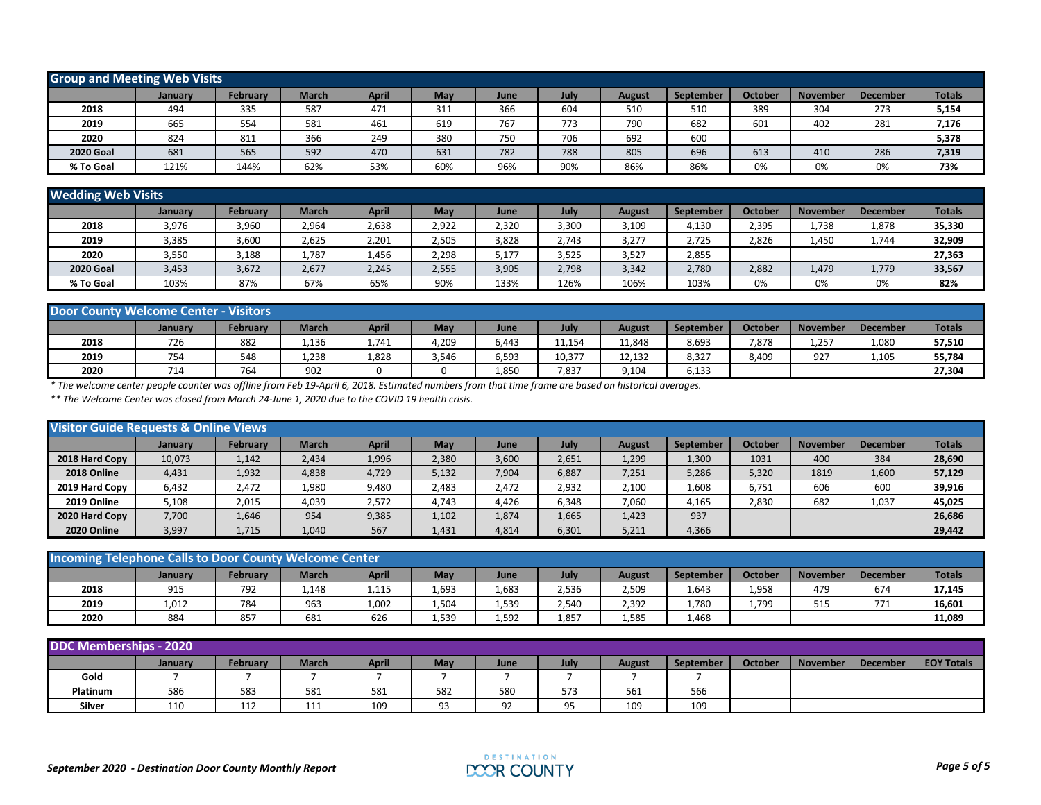## Group and Meeting Web Visits

| | January | February | March | April | May | June | July | August | September | October | November | December | Totals |
|---|---|---|---|---|---|---|---|---|---|---|---|---|---|
| **2018** | 494 | 335 | 587 | 471 | 311 | 366 | 604 | 510 | 510 | 389 | 304 | 273 | **5,154** |
| **2019** | 665 | 554 | 581 | 461 | 619 | 767 | 773 | 790 | 682 | 601 | 402 | 281 | **7,176** |
| **2020** | 824 | 811 | 366 | 249 | 380 | 750 | 706 | 692 | 600 | | | | **5,378** |
| **2020 Goal** | 681 | 565 | 592 | 470 | 631 | 782 | 788 | 805 | 696 | 613 | 410 | 286 | **7,319** |
| **% To Goal** | 121% | 144% | 62% | 53% | 60% | 96% | 90% | 86% | 86% | 0% | 0% | 0% | **73%** |

## Wedding Web Visits

| | January | February | March | April | May | June | July | August | September | October | November | December | Totals |
|---|---|---|---|---|---|---|---|---|---|---|---|---|---|
| **2018** | 3,976 | 3,960 | 2,964 | 2,638 | 2,922 | 2,320 | 3,300 | 3,109 | 4,130 | 2,395 | 1,738 | 1,878 | **35,330** |
| **2019** | 3,385 | 3,600 | 2,625 | 2,201 | 2,505 | 3,828 | 2,743 | 3,277 | 2,725 | 2,826 | 1,450 | 1,744 | **32,909** |
| **2020** | 3,550 | 3,188 | 1,787 | 1,456 | 2,298 | 5,177 | 3,525 | 3,527 | 2,855 | | | | **27,363** |
| **2020 Goal** | 3,453 | 3,672 | 2,677 | 2,245 | 2,555 | 3,905 | 2,798 | 3,342 | 2,780 | 2,882 | 1,479 | 1,779 | **33,567** |
| **% To Goal** | 103% | 87% | 67% | 65% | 90% | 133% | 126% | 106% | 103% | 0% | 0% | 0% | **82%** |

## Door County Welcome Center - Visitors

| | January | February | March | April | May | June | July | August | September | October | November | December | Totals |
|---|---|---|---|---|---|---|---|---|---|---|---|---|---|
| **2018** | 726 | 882 | 1,136 | 1,741 | 4,209 | 6,443 | 11,154 | 11,848 | 8,693 | 7,878 | 1,257 | 1,080 | **57,510** |
| **2019** | 754 | 548 | 1,238 | 1,828 | 3,546 | 6,593 | 10,377 | 12,132 | 8,327 | 8,409 | 927 | 1,105 | **55,784** |
| **2020** | 714 | 764 | 902 | 0 | 0 | 1,850 | 7,837 | 9,104 | 6,133 | | | | **27,304** |

*\* The welcome center people counter was offline from Feb 19-April 6, 2018. Estimated numbers from that time frame are based on historical averages.*

*\*\* The Welcome Center was closed from March 24-June 1, 2020 due to the COVID 19 health crisis.*

## Visitor Guide Requests & Online Views

| | January | February | March | April | May | June | July | August | September | October | November | December | Totals |
|---|---|---|---|---|---|---|---|---|---|---|---|---|---|
| **2018 Hard Copy** | 10,073 | 1,142 | 2,434 | 1,996 | 2,380 | 3,600 | 2,651 | 1,299 | 1,300 | 1031 | 400 | 384 | **28,690** |
| **2018 Online** | 4,431 | 1,932 | 4,838 | 4,729 | 5,132 | 7,904 | 6,887 | 7,251 | 5,286 | 5,320 | 1819 | 1,600 | **57,129** |
| **2019 Hard Copy** | 6,432 | 2,472 | 1,980 | 9,480 | 2,483 | 2,472 | 2,932 | 2,100 | 1,608 | 6,751 | 606 | 600 | **39,916** |
| **2019 Online** | 5,108 | 2,015 | 4,039 | 2,572 | 4,743 | 4,426 | 6,348 | 7,060 | 4,165 | 2,830 | 682 | 1,037 | **45,025** |
| **2020 Hard Copy** | 7,700 | 1,646 | 954 | 9,385 | 1,102 | 1,874 | 1,665 | 1,423 | 937 | | | | **26,686** |
| **2020 Online** | 3,997 | 1,715 | 1,040 | 567 | 1,431 | 4,814 | 6,301 | 5,211 | 4,366 | | | | **29,442** |

## Incoming Telephone Calls to Door County Welcome Center

| | January | February | March | April | May | June | July | August | September | October | November | December | Totals |
|---|---|---|---|---|---|---|---|---|---|---|---|---|---|
| **2018** | 915 | 792 | 1,148 | 1,115 | 1,693 | 1,683 | 2,536 | 2,509 | 1,643 | 1,958 | 479 | 674 | **17,145** |
| **2019** | 1,012 | 784 | 963 | 1,002 | 1,504 | 1,539 | 2,540 | 2,392 | 1,780 | 1,799 | 515 | 771 | **16,601** |
| **2020** | 884 | 857 | 681 | 626 | 1,539 | 1,592 | 1,857 | 1,585 | 1,468 | | | | **11,089** |

## DDC Memberships - 2020

| | January | February | March | April | May | June | July | August | September | October | November | December | EOY Totals |
|---|---|---|---|---|---|---|---|---|---|---|---|---|---|
| **Gold** | 7 | 7 | 7 | 7 | 7 | 7 | 7 | 7 | 7 | | | | |
| **Platinum** | 586 | 583 | 581 | 581 | 582 | 580 | 573 | 561 | 566 | | | | |
| **Silver** | 110 | 112 | 111 | 109 | 93 | 92 | 95 | 109 | 109 | | | | |